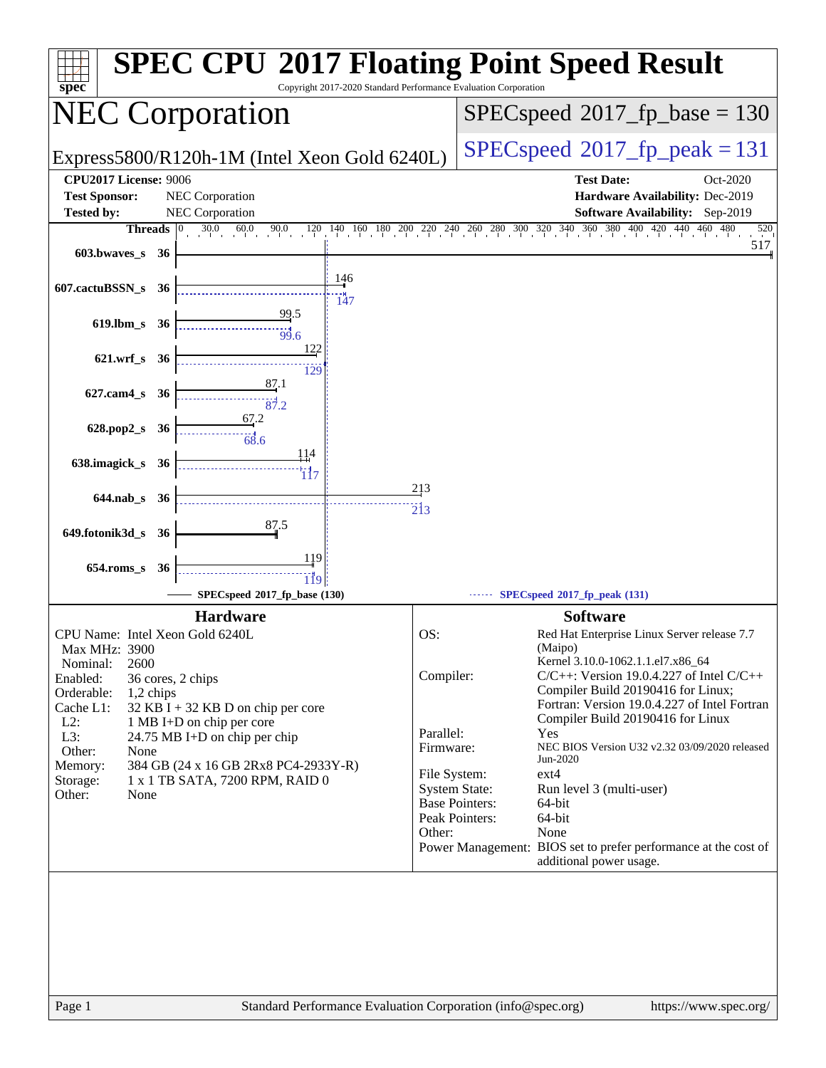# SPEC CPU 2017 Floating Point Speed Result

Copyright 2017-2020 Standard Performance Evaluation Corporation

## NEC Corporation

Express5800/R120h-1M (Intel Xeon Gold 6240L)

SPECspeed 2017_fp_base = 130

SPECspeed 2017_fp_peak = 131

**CPU2017 License:** 9006
**Test Sponsor:** NEC Corporation
**Tested by:** NEC Corporation

**Test Date:** Oct-2020
**Hardware Availability:** Dec-2019
**Software Availability:** Sep-2019

| Benchmark | Threads | Base | Peak |
|---|---|---|---|
| 603.bwaves_s | 36 | 517 | |
| 607.cactuBSSN_s | 36 | 146 | 147 |
| 619.lbm_s | 36 | 99.5 | 99.6 |
| 621.wrf_s | 36 | 122 | 129 |
| 627.cam4_s | 36 | 87.1 | 87.2 |
| 628.pop2_s | 36 | 67.2 | 68.6 |
| 638.imagick_s | 36 | 114 | 117 |
| 644.nab_s | 36 | 213 | 213 |
| 649.fotonik3d_s | 36 | 87.5 | |
| 654.roms_s | 36 | 119 | 119 |

SPECspeed 2017_fp_base (130) — SPECspeed 2017_fp_peak (131)

### Hardware

- **CPU Name:** Intel Xeon Gold 6240L
- **Max MHz:** 3900
- **Nominal:** 2600
- **Enabled:** 36 cores, 2 chips
- **Orderable:** 1,2 chips
- **Cache L1:** 32 KB I + 32 KB D on chip per core
- **L2:** 1 MB I+D on chip per core
- **L3:** 24.75 MB I+D on chip per chip
- **Other:** None
- **Memory:** 384 GB (24 x 16 GB 2Rx8 PC4-2933Y-R)
- **Storage:** 1 x 1 TB SATA, 7200 RPM, RAID 0
- **Other:** None

### Software

- **OS:** Red Hat Enterprise Linux Server release 7.7 (Maipo) Kernel 3.10.0-1062.1.1.el7.x86_64
- **Compiler:** C/C++: Version 19.0.4.227 of Intel C/C++ Compiler Build 20190416 for Linux; Fortran: Version 19.0.4.227 of Intel Fortran Compiler Build 20190416 for Linux
- **Parallel:** Yes
- **Firmware:** NEC BIOS Version U32 v2.32 03/09/2020 released Jun-2020
- **File System:** ext4
- **System State:** Run level 3 (multi-user)
- **Base Pointers:** 64-bit
- **Peak Pointers:** 64-bit
- **Other:** None
- **Power Management:** BIOS set to prefer performance at the cost of additional power usage.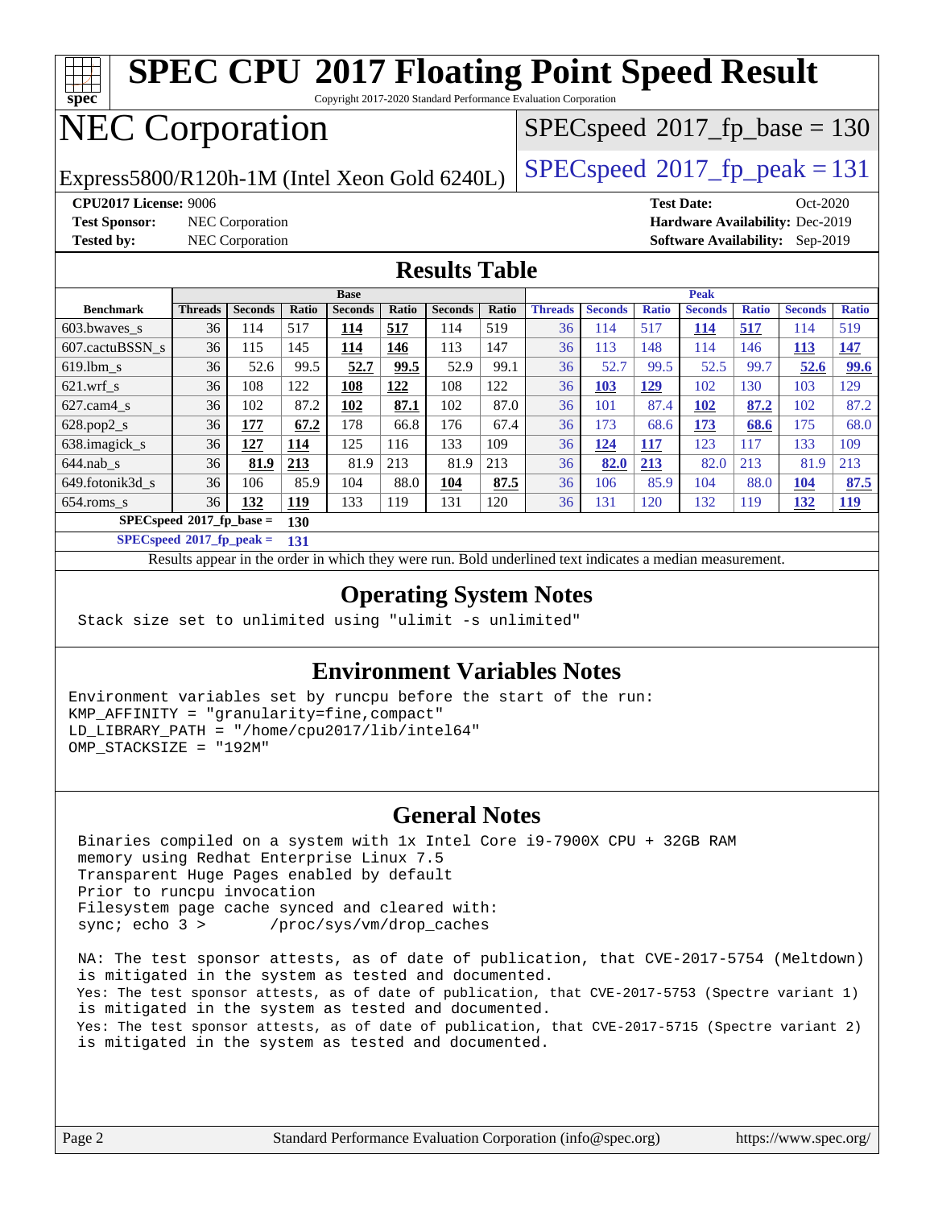# SPEC CPU 2017 Floating Point Speed Result

Copyright 2017-2020 Standard Performance Evaluation Corporation

# NEC Corporation

Express5800/R120h-1M (Intel Xeon Gold 6240L)

SPECspeed 2017_fp_base = 130

SPECspeed 2017_fp_peak = 131

**CPU2017 License:** 9006
**Test Sponsor:** NEC Corporation
**Tested by:** NEC Corporation

**Test Date:** Oct-2020
**Hardware Availability:** Dec-2019
**Software Availability:** Sep-2019

## Results Table

| | Base | | | | | | | Peak | | | | | | |
|---|---|---|---|---|---|---|---|---|---|---|---|---|---|---|
| **Benchmark** | **Threads** | **Seconds** | **Ratio** | **Seconds** | **Ratio** | **Seconds** | **Ratio** | **Threads** | **Seconds** | **Ratio** | **Seconds** | **Ratio** | **Seconds** | **Ratio** |
| 603.bwaves_s | 36 | 114 | 517 | **114** | **517** | 114 | 519 | 36 | 114 | 517 | **114** | **517** | 114 | 519 |
| 607.cactuBSSN_s | 36 | 115 | 145 | **114** | **146** | 113 | 147 | 36 | 113 | 148 | 114 | 146 | **113** | **147** |
| 619.lbm_s | 36 | 52.6 | 99.5 | **52.7** | **99.5** | 52.9 | 99.1 | 36 | 52.7 | 99.5 | 52.5 | 99.7 | **52.6** | **99.6** |
| 621.wrf_s | 36 | 108 | 122 | **108** | **122** | 108 | 122 | 36 | **103** | **129** | 102 | 130 | 103 | 129 |
| 627.cam4_s | 36 | 102 | 87.2 | **102** | **87.1** | 102 | 87.0 | 36 | 101 | 87.4 | **102** | **87.2** | 102 | 87.2 |
| 628.pop2_s | 36 | **177** | **67.2** | 178 | 66.8 | 176 | 67.4 | 36 | 173 | 68.6 | **173** | **68.6** | 175 | 68.0 |
| 638.imagick_s | 36 | **127** | **114** | 125 | 116 | 133 | 109 | 36 | **124** | **117** | 123 | 117 | 133 | 109 |
| 644.nab_s | 36 | **81.9** | **213** | 81.9 | 213 | 81.9 | 213 | 36 | **82.0** | **213** | 82.0 | 213 | 81.9 | 213 |
| 649.fotonik3d_s | 36 | 106 | 85.9 | 104 | 88.0 | **104** | **87.5** | 36 | 106 | 85.9 | 104 | 88.0 | **104** | **87.5** |
| 654.roms_s | 36 | **132** | **119** | 133 | 119 | 131 | 120 | 36 | 131 | 120 | 132 | 119 | **132** | **119** |

**SPECspeed 2017_fp_base = 130**

**SPECspeed 2017_fp_peak = 131**

Results appear in the order in which they were run. Bold underlined text indicates a median measurement.

## Operating System Notes

```
Stack size set to unlimited using "ulimit -s unlimited"
```

## Environment Variables Notes

```
Environment variables set by runcpu before the start of the run:
KMP_AFFINITY = "granularity=fine,compact"
LD_LIBRARY_PATH = "/home/cpu2017/lib/intel64"
OMP_STACKSIZE = "192M"
```

## General Notes

```
Binaries compiled on a system with 1x Intel Core i9-7900X CPU + 32GB RAM
memory using Redhat Enterprise Linux 7.5
Transparent Huge Pages enabled by default
Prior to runcpu invocation
Filesystem page cache synced and cleared with:
sync; echo 3 >       /proc/sys/vm/drop_caches

NA: The test sponsor attests, as of date of publication, that CVE-2017-5754 (Meltdown)
is mitigated in the system as tested and documented.
Yes: The test sponsor attests, as of date of publication, that CVE-2017-5753 (Spectre variant 1)
is mitigated in the system as tested and documented.
Yes: The test sponsor attests, as of date of publication, that CVE-2017-5715 (Spectre variant 2)
is mitigated in the system as tested and documented.
```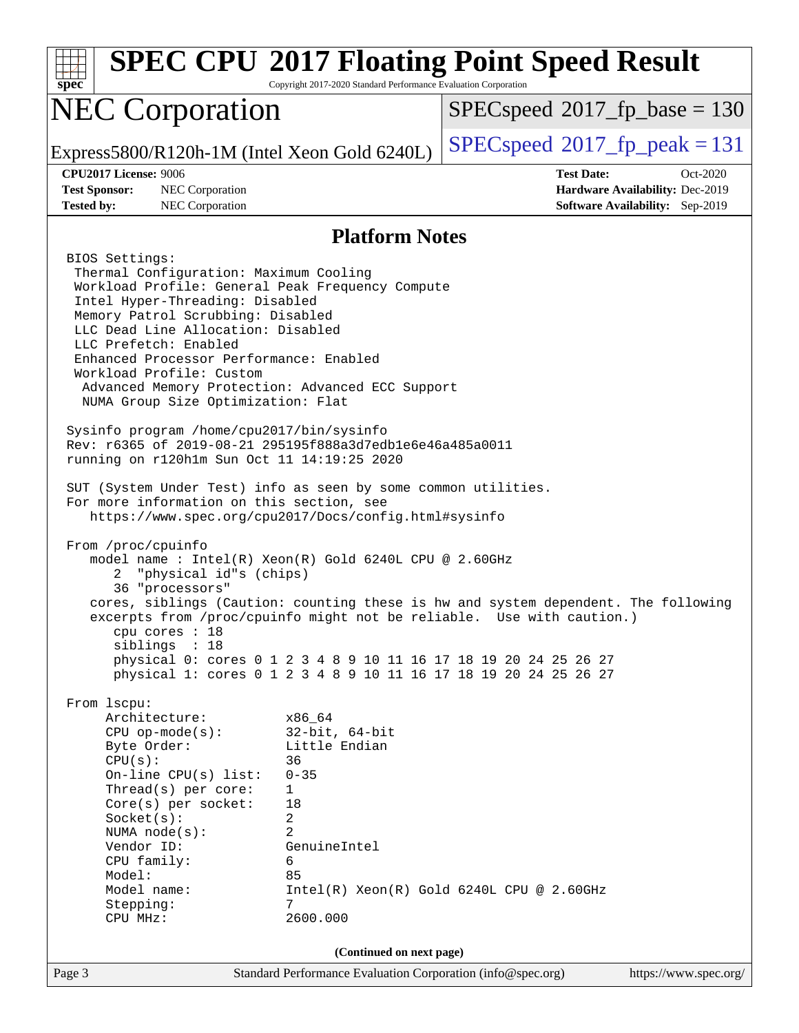# SPEC CPU 2017 Floating Point Speed Result

Copyright 2017-2020 Standard Performance Evaluation Corporation

## NEC Corporation

Express5800/R120h-1M (Intel Xeon Gold 6240L)

SPECspeed 2017_fp_base = 130

SPECspeed 2017_fp_peak = 131

**CPU2017 License:** 9006
**Test Sponsor:** NEC Corporation
**Tested by:** NEC Corporation

**Test Date:** Oct-2020
**Hardware Availability:** Dec-2019
**Software Availability:** Sep-2019

### Platform Notes

```
BIOS Settings:
 Thermal Configuration: Maximum Cooling
 Workload Profile: General Peak Frequency Compute
 Intel Hyper-Threading: Disabled
 Memory Patrol Scrubbing: Disabled
 LLC Dead Line Allocation: Disabled
 LLC Prefetch: Enabled
 Enhanced Processor Performance: Enabled
 Workload Profile: Custom
  Advanced Memory Protection: Advanced ECC Support
  NUMA Group Size Optimization: Flat

Sysinfo program /home/cpu2017/bin/sysinfo
Rev: r6365 of 2019-08-21 295195f888a3d7edb1e6e46a485a0011
running on r120h1m Sun Oct 11 14:19:25 2020

SUT (System Under Test) info as seen by some common utilities.
For more information on this section, see
   https://www.spec.org/cpu2017/Docs/config.html#sysinfo

From /proc/cpuinfo
   model name : Intel(R) Xeon(R) Gold 6240L CPU @ 2.60GHz
      2  "physical id"s (chips)
      36 "processors"
   cores, siblings (Caution: counting these is hw and system dependent. The following
   excerpts from /proc/cpuinfo might not be reliable.  Use with caution.)
      cpu cores : 18
      siblings  : 18
      physical 0: cores 0 1 2 3 4 8 9 10 11 16 17 18 19 20 24 25 26 27
      physical 1: cores 0 1 2 3 4 8 9 10 11 16 17 18 19 20 24 25 26 27

From lscpu:
     Architecture:          x86_64
     CPU op-mode(s):        32-bit, 64-bit
     Byte Order:            Little Endian
     CPU(s):                36
     On-line CPU(s) list:   0-35
     Thread(s) per core:    1
     Core(s) per socket:    18
     Socket(s):             2
     NUMA node(s):          2
     Vendor ID:             GenuineIntel
     CPU family:            6
     Model:                 85
     Model name:            Intel(R) Xeon(R) Gold 6240L CPU @ 2.60GHz
     Stepping:              7
     CPU MHz:               2600.000
```

(Continued on next page)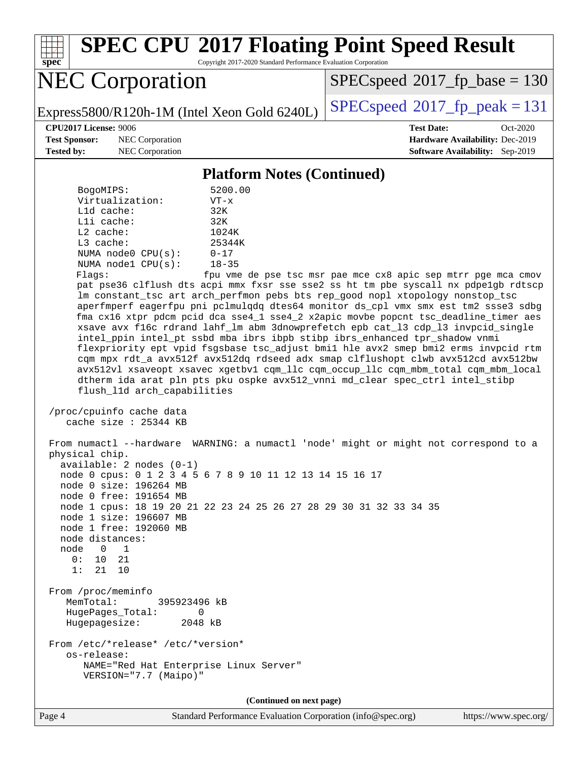## Platform Notes (Continued)

```
     BogoMIPS:              5200.00
     Virtualization:        VT-x
     L1d cache:             32K
     L1i cache:             32K
     L2 cache:              1024K
     L3 cache:              25344K
     NUMA node0 CPU(s):     0-17
     NUMA node1 CPU(s):     18-35
     Flags:                 fpu vme de pse tsc msr pae mce cx8 apic sep mtrr pge mca cmov
     pat pse36 clflush dts acpi mmx fxsr sse sse2 ss ht tm pbe syscall nx pdpe1gb rdtscp
     lm constant_tsc art arch_perfmon pebs bts rep_good nopl xtopology nonstop_tsc
     aperfmperf eagerfpu pni pclmulqdq dtes64 monitor ds_cpl vmx smx est tm2 ssse3 sdbg
     fma cx16 xtpr pdcm pcid dca sse4_1 sse4_2 x2apic movbe popcnt tsc_deadline_timer aes
     xsave avx f16c rdrand lahf_lm abm 3dnowprefetch epb cat_l3 cdp_l3 invpcid_single
     intel_ppin intel_pt ssbd mba ibrs ibpb stibp ibrs_enhanced tpr_shadow vnmi
     flexpriority ept vpid fsgsbase tsc_adjust bmi1 hle avx2 smep bmi2 erms invpcid rtm
     cqm mpx rdt_a avx512f avx512dq rdseed adx smap clflushopt clwb avx512cd avx512bw
     avx512vl xsaveopt xsavec xgetbv1 cqm_llc cqm_occup_llc cqm_mbm_total cqm_mbm_local
     dtherm ida arat pln pts pku ospke avx512_vnni md_clear spec_ctrl intel_stibp
     flush_l1d arch_capabilities

 /proc/cpuinfo cache data
    cache size : 25344 KB

 From numactl --hardware  WARNING: a numactl 'node' might or might not correspond to a
 physical chip.
   available: 2 nodes (0-1)
   node 0 cpus: 0 1 2 3 4 5 6 7 8 9 10 11 12 13 14 15 16 17
   node 0 size: 196264 MB
   node 0 free: 191654 MB
   node 1 cpus: 18 19 20 21 22 23 24 25 26 27 28 29 30 31 32 33 34 35
   node 1 size: 196607 MB
   node 1 free: 192060 MB
   node distances:
   node   0   1
     0:  10  21
     1:  21  10

 From /proc/meminfo
    MemTotal:       395923496 kB
    HugePages_Total:       0
    Hugepagesize:       2048 kB

 From /etc/*release* /etc/*version*
    os-release:
       NAME="Red Hat Enterprise Linux Server"
       VERSION="7.7 (Maipo)"
```

(Continued on next page)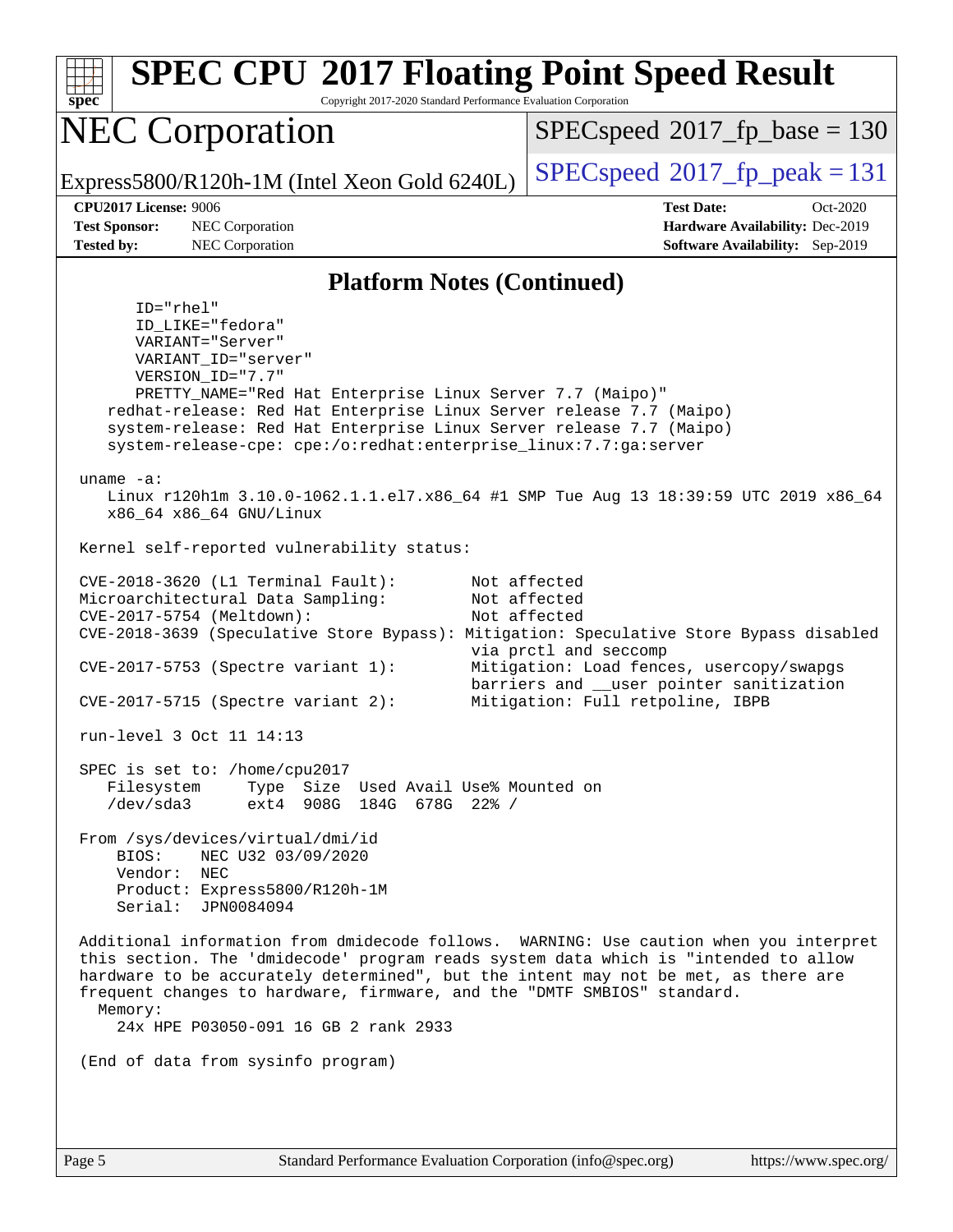# SPEC CPU 2017 Floating Point Speed Result

Copyright 2017-2020 Standard Performance Evaluation Corporation

## NEC Corporation

Express5800/R120h-1M (Intel Xeon Gold 6240L)

SPECspeed 2017_fp_base = 130

SPECspeed 2017_fp_peak = 131

**CPU2017 License:** 9006
**Test Sponsor:** NEC Corporation
**Tested by:** NEC Corporation

**Test Date:** Oct-2020
**Hardware Availability:** Dec-2019
**Software Availability:** Sep-2019

### Platform Notes (Continued)

```
        ID="rhel"
        ID_LIKE="fedora"
        VARIANT="Server"
        VARIANT_ID="server"
        VERSION_ID="7.7"
        PRETTY_NAME="Red Hat Enterprise Linux Server 7.7 (Maipo)"
     redhat-release: Red Hat Enterprise Linux Server release 7.7 (Maipo)
     system-release: Red Hat Enterprise Linux Server release 7.7 (Maipo)
     system-release-cpe: cpe:/o:redhat:enterprise_linux:7.7:ga:server

  uname -a:
     Linux r120h1m 3.10.0-1062.1.1.el7.x86_64 #1 SMP Tue Aug 13 18:39:59 UTC 2019 x86_64
     x86_64 x86_64 GNU/Linux

  Kernel self-reported vulnerability status:

  CVE-2018-3620 (L1 Terminal Fault):          Not affected
  Microarchitectural Data Sampling:           Not affected
  CVE-2017-5754 (Meltdown):                   Not affected
  CVE-2018-3639 (Speculative Store Bypass): Mitigation: Speculative Store Bypass disabled
                                              via prctl and seccomp
  CVE-2017-5753 (Spectre variant 1):          Mitigation: Load fences, usercopy/swapgs
                                              barriers and __user pointer sanitization
  CVE-2017-5715 (Spectre variant 2):          Mitigation: Full retpoline, IBPB

  run-level 3 Oct 11 14:13

  SPEC is set to: /home/cpu2017
     Filesystem     Type  Size  Used Avail Use% Mounted on
     /dev/sda3      ext4  908G  184G  678G  22% /

  From /sys/devices/virtual/dmi/id
      BIOS:    NEC U32 03/09/2020
      Vendor:  NEC
      Product: Express5800/R120h-1M
      Serial:  JPN0084094

  Additional information from dmidecode follows.  WARNING: Use caution when you interpret
  this section. The 'dmidecode' program reads system data which is "intended to allow
  hardware to be accurately determined", but the intent may not be met, as there are
  frequent changes to hardware, firmware, and the "DMTF SMBIOS" standard.
    Memory:
      24x HPE P03050-091 16 GB 2 rank 2933

  (End of data from sysinfo program)
```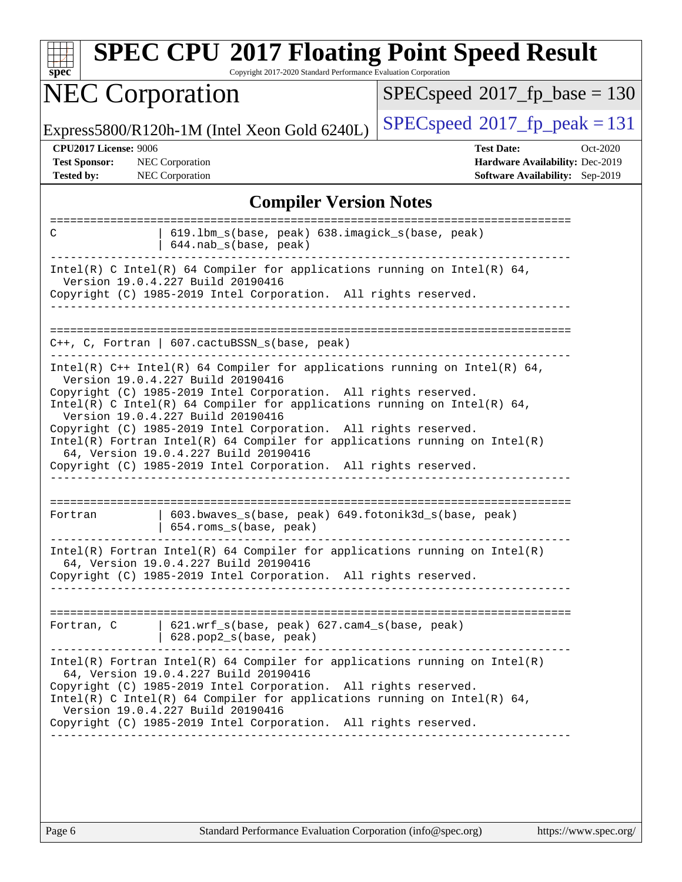# SPEC CPU 2017 Floating Point Speed Result

Copyright 2017-2020 Standard Performance Evaluation Corporation

## NEC Corporation

Express5800/R120h-1M (Intel Xeon Gold 6240L)

SPECspeed 2017_fp_base = 130

SPECspeed 2017_fp_peak = 131

**CPU2017 License:** 9006
**Test Sponsor:** NEC Corporation
**Tested by:** NEC Corporation

**Test Date:** Oct-2020
**Hardware Availability:** Dec-2019
**Software Availability:** Sep-2019

## Compiler Version Notes

```
==============================================================================
C                | 619.lbm_s(base, peak) 638.imagick_s(base, peak)
                 | 644.nab_s(base, peak)
------------------------------------------------------------------------------
Intel(R) C Intel(R) 64 Compiler for applications running on Intel(R) 64,
  Version 19.0.4.227 Build 20190416
Copyright (C) 1985-2019 Intel Corporation.  All rights reserved.
------------------------------------------------------------------------------

==============================================================================
C++, C, Fortran | 607.cactuBSSN_s(base, peak)
------------------------------------------------------------------------------
Intel(R) C++ Intel(R) 64 Compiler for applications running on Intel(R) 64,
  Version 19.0.4.227 Build 20190416
Copyright (C) 1985-2019 Intel Corporation.  All rights reserved.
Intel(R) C Intel(R) 64 Compiler for applications running on Intel(R) 64,
  Version 19.0.4.227 Build 20190416
Copyright (C) 1985-2019 Intel Corporation.  All rights reserved.
Intel(R) Fortran Intel(R) 64 Compiler for applications running on Intel(R)
  64, Version 19.0.4.227 Build 20190416
Copyright (C) 1985-2019 Intel Corporation.  All rights reserved.
------------------------------------------------------------------------------

==============================================================================
Fortran          | 603.bwaves_s(base, peak) 649.fotonik3d_s(base, peak)
                 | 654.roms_s(base, peak)
------------------------------------------------------------------------------
Intel(R) Fortran Intel(R) 64 Compiler for applications running on Intel(R)
  64, Version 19.0.4.227 Build 20190416
Copyright (C) 1985-2019 Intel Corporation.  All rights reserved.
------------------------------------------------------------------------------

==============================================================================
Fortran, C       | 621.wrf_s(base, peak) 627.cam4_s(base, peak)
                 | 628.pop2_s(base, peak)
------------------------------------------------------------------------------
Intel(R) Fortran Intel(R) 64 Compiler for applications running on Intel(R)
  64, Version 19.0.4.227 Build 20190416
Copyright (C) 1985-2019 Intel Corporation.  All rights reserved.
Intel(R) C Intel(R) 64 Compiler for applications running on Intel(R) 64,
  Version 19.0.4.227 Build 20190416
Copyright (C) 1985-2019 Intel Corporation.  All rights reserved.
------------------------------------------------------------------------------
```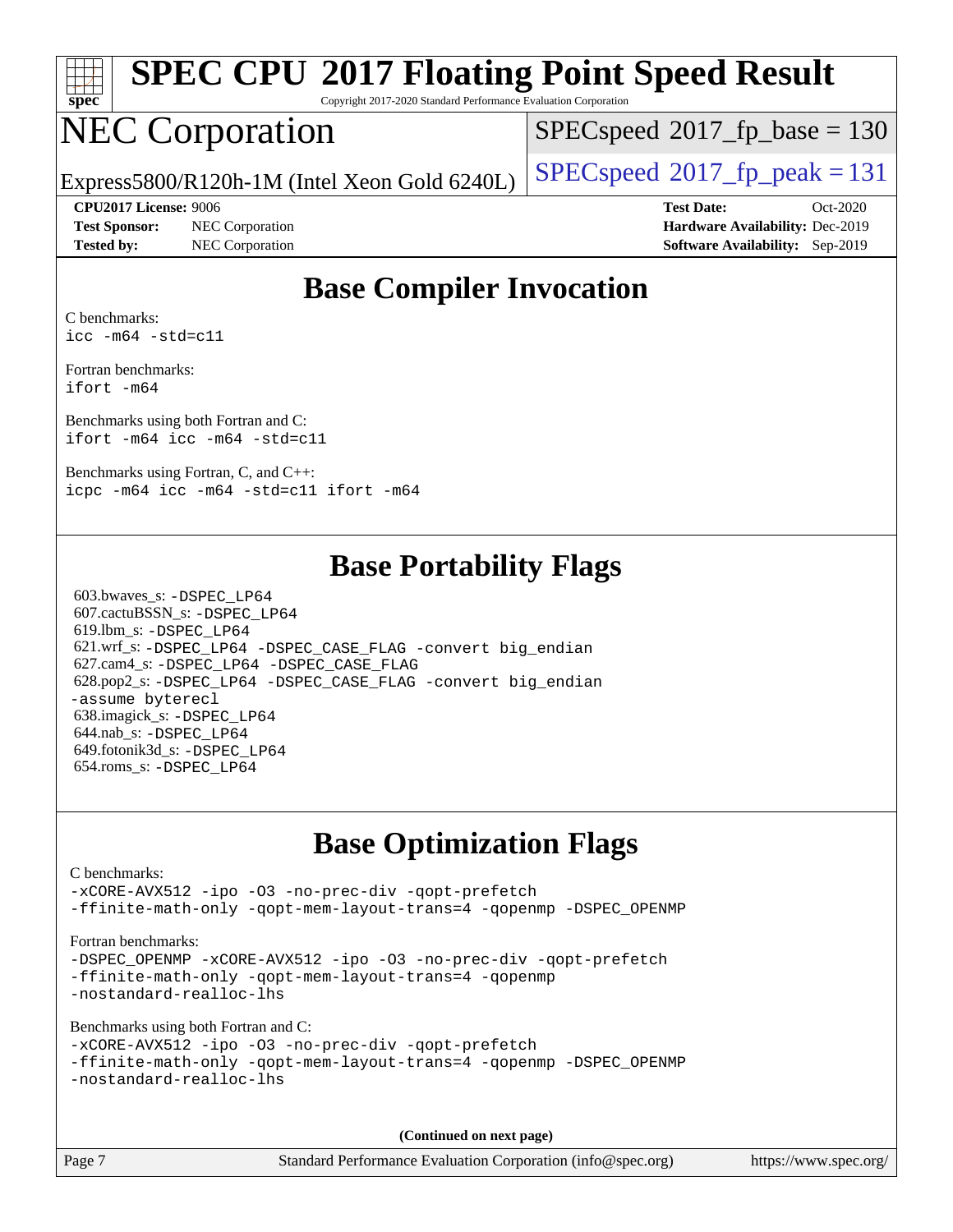# SPEC CPU 2017 Floating Point Speed Result

Copyright 2017-2020 Standard Performance Evaluation Corporation

# NEC Corporation

Express5800/R120h-1M (Intel Xeon Gold 6240L)

SPECspeed 2017_fp_base = 130

SPECspeed 2017_fp_peak = 131

**CPU2017 License:** 9006
**Test Sponsor:** NEC Corporation
**Tested by:** NEC Corporation

**Test Date:** Oct-2020
**Hardware Availability:** Dec-2019
**Software Availability:** Sep-2019

## Base Compiler Invocation

C benchmarks:
`icc -m64 -std=c11`

Fortran benchmarks:
`ifort -m64`

Benchmarks using both Fortran and C:
`ifort -m64 icc -m64 -std=c11`

Benchmarks using Fortran, C, and C++:
`icpc -m64 icc -m64 -std=c11 ifort -m64`

## Base Portability Flags

603.bwaves_s: `-DSPEC_LP64`
607.cactuBSSN_s: `-DSPEC_LP64`
619.lbm_s: `-DSPEC_LP64`
621.wrf_s: `-DSPEC_LP64 -DSPEC_CASE_FLAG -convert big_endian`
627.cam4_s: `-DSPEC_LP64 -DSPEC_CASE_FLAG`
628.pop2_s: `-DSPEC_LP64 -DSPEC_CASE_FLAG -convert big_endian -assume byterecl`
638.imagick_s: `-DSPEC_LP64`
644.nab_s: `-DSPEC_LP64`
649.fotonik3d_s: `-DSPEC_LP64`
654.roms_s: `-DSPEC_LP64`

## Base Optimization Flags

C benchmarks:
```
-xCORE-AVX512 -ipo -O3 -no-prec-div -qopt-prefetch
-ffinite-math-only -qopt-mem-layout-trans=4 -qopenmp -DSPEC_OPENMP
```

Fortran benchmarks:
```
-DSPEC_OPENMP -xCORE-AVX512 -ipo -O3 -no-prec-div -qopt-prefetch
-ffinite-math-only -qopt-mem-layout-trans=4 -qopenmp
-nostandard-realloc-lhs
```

Benchmarks using both Fortran and C:
```
-xCORE-AVX512 -ipo -O3 -no-prec-div -qopt-prefetch
-ffinite-math-only -qopt-mem-layout-trans=4 -qopenmp -DSPEC_OPENMP
-nostandard-realloc-lhs
```

(Continued on next page)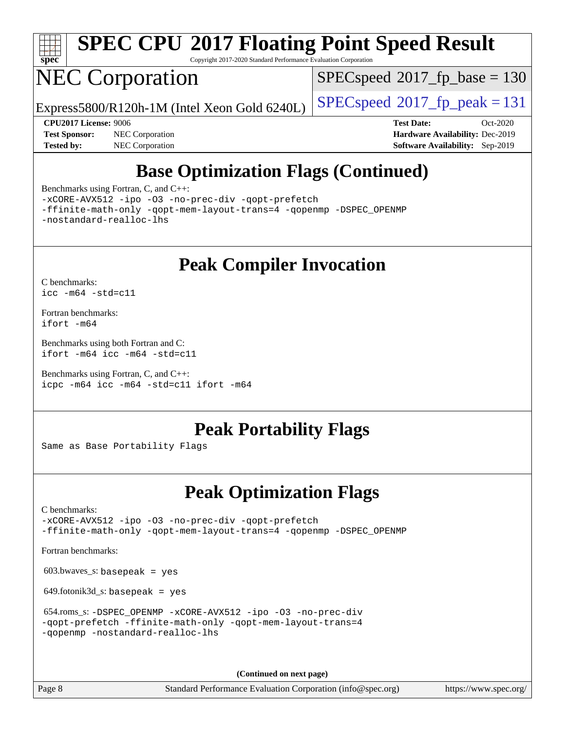# SPEC CPU 2017 Floating Point Speed Result

Copyright 2017-2020 Standard Performance Evaluation Corporation

# NEC Corporation

Express5800/R120h-1M (Intel Xeon Gold 6240L)

SPECspeed 2017_fp_base = 130

SPECspeed 2017_fp_peak = 131

**CPU2017 License:** 9006
**Test Sponsor:** NEC Corporation
**Tested by:** NEC Corporation

**Test Date:** Oct-2020
**Hardware Availability:** Dec-2019
**Software Availability:** Sep-2019

## Base Optimization Flags (Continued)

Benchmarks using Fortran, C, and C++:

```
-xCORE-AVX512 -ipo -O3 -no-prec-div -qopt-prefetch
-ffinite-math-only -qopt-mem-layout-trans=4 -qopenmp -DSPEC_OPENMP
-nostandard-realloc-lhs
```

## Peak Compiler Invocation

C benchmarks:

```
icc -m64 -std=c11
```

Fortran benchmarks:

```
ifort -m64
```

Benchmarks using both Fortran and C:

```
ifort -m64 icc -m64 -std=c11
```

Benchmarks using Fortran, C, and C++:

```
icpc -m64 icc -m64 -std=c11 ifort -m64
```

## Peak Portability Flags

Same as Base Portability Flags

## Peak Optimization Flags

C benchmarks:

```
-xCORE-AVX512 -ipo -O3 -no-prec-div -qopt-prefetch
-ffinite-math-only -qopt-mem-layout-trans=4 -qopenmp -DSPEC_OPENMP
```

Fortran benchmarks:

603.bwaves_s: `basepeak = yes`

649.fotonik3d_s: `basepeak = yes`

654.roms_s:

```
-DSPEC_OPENMP -xCORE-AVX512 -ipo -O3 -no-prec-div
-qopt-prefetch -ffinite-math-only -qopt-mem-layout-trans=4
-qopenmp -nostandard-realloc-lhs
```

**(Continued on next page)**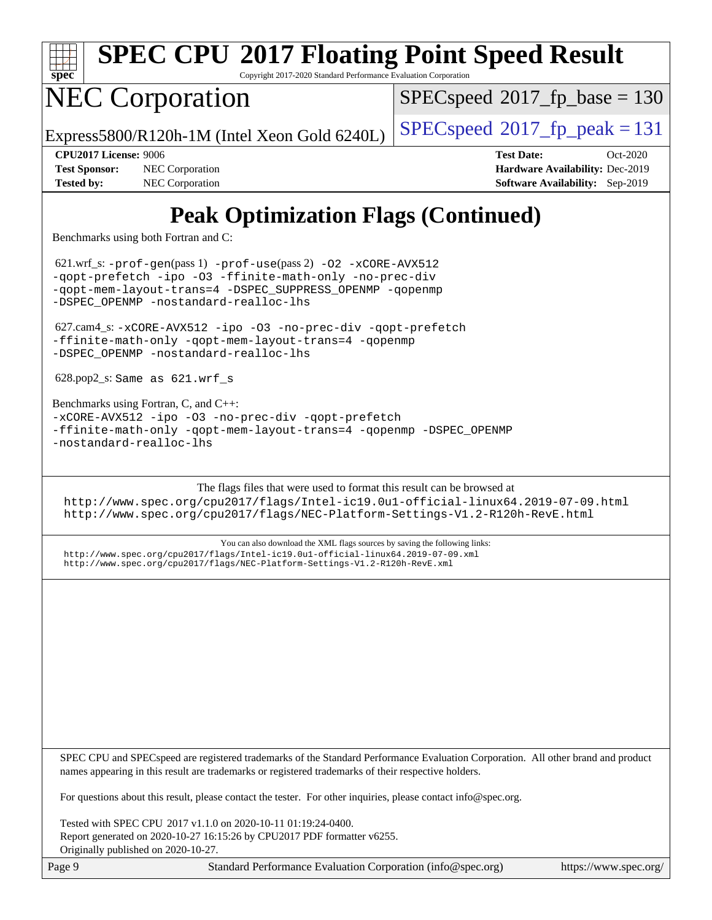# Peak Optimization Flags (Continued)

Benchmarks using both Fortran and C:

621.wrf_s: -prof-gen(pass 1) -prof-use(pass 2) -O2 -xCORE-AVX512 -qopt-prefetch -ipo -O3 -ffinite-math-only -no-prec-div -qopt-mem-layout-trans=4 -DSPEC_SUPPRESS_OPENMP -qopenmp -DSPEC_OPENMP -nostandard-realloc-lhs

627.cam4_s: -xCORE-AVX512 -ipo -O3 -no-prec-div -qopt-prefetch -ffinite-math-only -qopt-mem-layout-trans=4 -qopenmp -DSPEC_OPENMP -nostandard-realloc-lhs

628.pop2_s: Same as 621.wrf_s

Benchmarks using Fortran, C, and C++:
-xCORE-AVX512 -ipo -O3 -no-prec-div -qopt-prefetch -ffinite-math-only -qopt-mem-layout-trans=4 -qopenmp -DSPEC_OPENMP -nostandard-realloc-lhs

The flags files that were used to format this result can be browsed at
http://www.spec.org/cpu2017/flags/Intel-ic19.0u1-official-linux64.2019-07-09.html
http://www.spec.org/cpu2017/flags/NEC-Platform-Settings-V1.2-R120h-RevE.html

You can also download the XML flags sources by saving the following links:
http://www.spec.org/cpu2017/flags/Intel-ic19.0u1-official-linux64.2019-07-09.xml
http://www.spec.org/cpu2017/flags/NEC-Platform-Settings-V1.2-R120h-RevE.xml

SPEC CPU and SPECspeed are registered trademarks of the Standard Performance Evaluation Corporation. All other brand and product names appearing in this result are trademarks or registered trademarks of their respective holders.

For questions about this result, please contact the tester. For other inquiries, please contact info@spec.org.

Tested with SPEC CPU 2017 v1.1.0 on 2020-10-11 01:19:24-0400.
Report generated on 2020-10-27 16:15:26 by CPU2017 PDF formatter v6255.
Originally published on 2020-10-27.